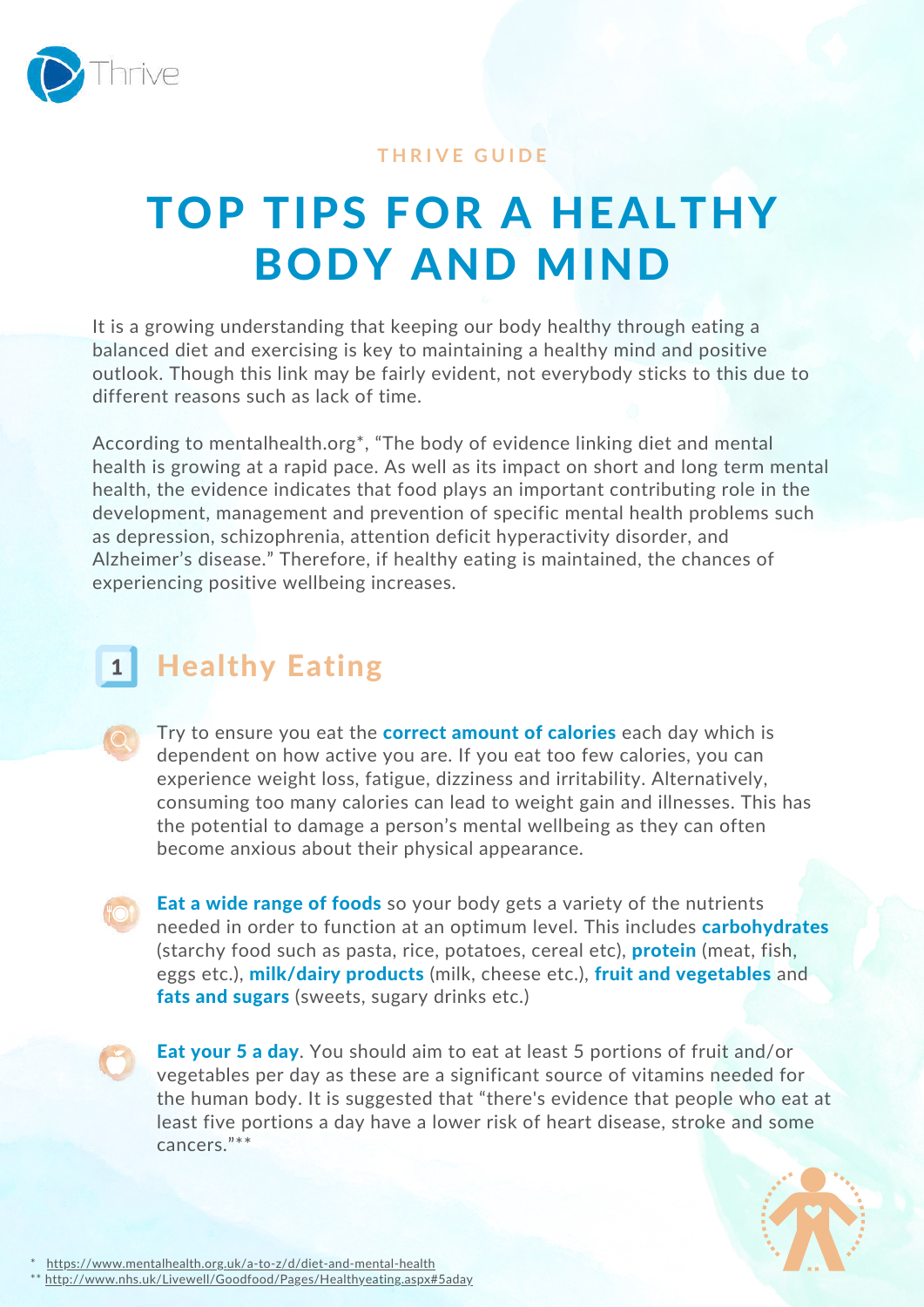THRIVE GUIDE

# TOP TIPS FOR A HEALTHY BODY AND MIND

It is a growing understanding that keeping our body healthy through eating a balanced diet and exercising is key to maintaining a healthy mind and positive outlook. Though this link may be fairly evident, not everybody sticks to this due to different reasons such as lack of time.

According to mentalhealth.org*, "The body of evidence linking diet and mental health is growing at a rapid pace. As well as its impact on short and long term mental health, the evidence indicates that food plays an important contributing role in the development, management and prevention of specific mental health problems such as depression, schizophrenia, attention deficit hyperactivity disorder, and Alzheimer's disease." Therefore, if healthy eating is maintained, the chances of experiencing positive wellbeing increases.

## 1 Healthy Eating

- Try to ensure you eat the **correct amount of calories** each day which is dependent on how active you are. If you eat too few calories, you can experience weight loss, fatigue, dizziness and irritability. Alternatively, consuming too many calories can lead to weight gain and illnesses. This has the potential to damage a person's mental wellbeing as they can often become anxious about their physical appearance.

- **Eat a wide range of foods** so your body gets a variety of the nutrients needed in order to function at an optimum level. This includes **carbohydrates** (starchy food such as pasta, rice, potatoes, cereal etc), **protein** (meat, fish, eggs etc.), **milk/dairy products** (milk, cheese etc.), **fruit and vegetables** and **fats and sugars** (sweets, sugary drinks etc.)

- **Eat your 5 a day**. You should aim to eat at least 5 portions of fruit and/or vegetables per day as these are a significant source of vitamins needed for the human body. It is suggested that "there's evidence that people who eat at least five portions a day have a lower risk of heart disease, stroke and some cancers."**

\* https://www.mentalhealth.org.uk/a-to-z/d/diet-and-mental-health
** http://www.nhs.uk/Livewell/Goodfood/Pages/Healthyeating.aspx#5aday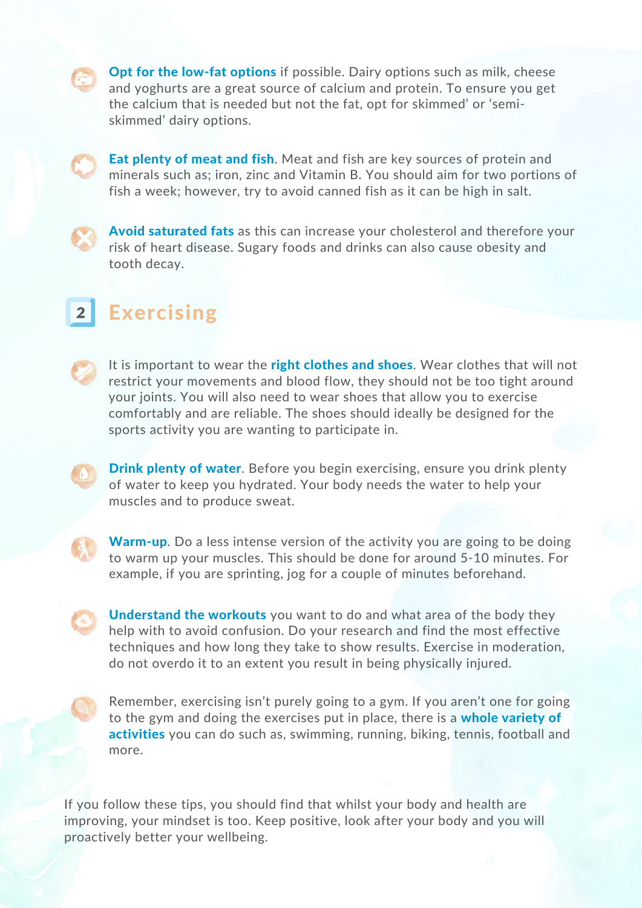- **Opt for the low-fat options** if possible. Dairy options such as milk, cheese and yoghurts are a great source of calcium and protein. To ensure you get the calcium that is needed but not the fat, opt for skimmed' or 'semi-skimmed' dairy options.

- **Eat plenty of meat and fish**. Meat and fish are key sources of protein and minerals such as; iron, zinc and Vitamin B. You should aim for two portions of fish a week; however, try to avoid canned fish as it can be high in salt.

- **Avoid saturated fats** as this can increase your cholesterol and therefore your risk of heart disease. Sugary foods and drinks can also cause obesity and tooth decay.

## 2 Exercising

- It is important to wear the **right clothes and shoes**. Wear clothes that will not restrict your movements and blood flow, they should not be too tight around your joints. You will also need to wear shoes that allow you to exercise comfortably and are reliable. The shoes should ideally be designed for the sports activity you are wanting to participate in.

- **Drink plenty of water**. Before you begin exercising, ensure you drink plenty of water to keep you hydrated. Your body needs the water to help your muscles and to produce sweat.

- **Warm-up**. Do a less intense version of the activity you are going to be doing to warm up your muscles. This should be done for around 5-10 minutes. For example, if you are sprinting, jog for a couple of minutes beforehand.

- **Understand the workouts** you want to do and what area of the body they help with to avoid confusion. Do your research and find the most effective techniques and how long they take to show results. Exercise in moderation, do not overdo it to an extent you result in being physically injured.

- Remember, exercising isn't purely going to a gym. If you aren't one for going to the gym and doing the exercises put in place, there is a **whole variety of activities** you can do such as, swimming, running, biking, tennis, football and more.

If you follow these tips, you should find that whilst your body and health are improving, your mindset is too. Keep positive, look after your body and you will proactively better your wellbeing.